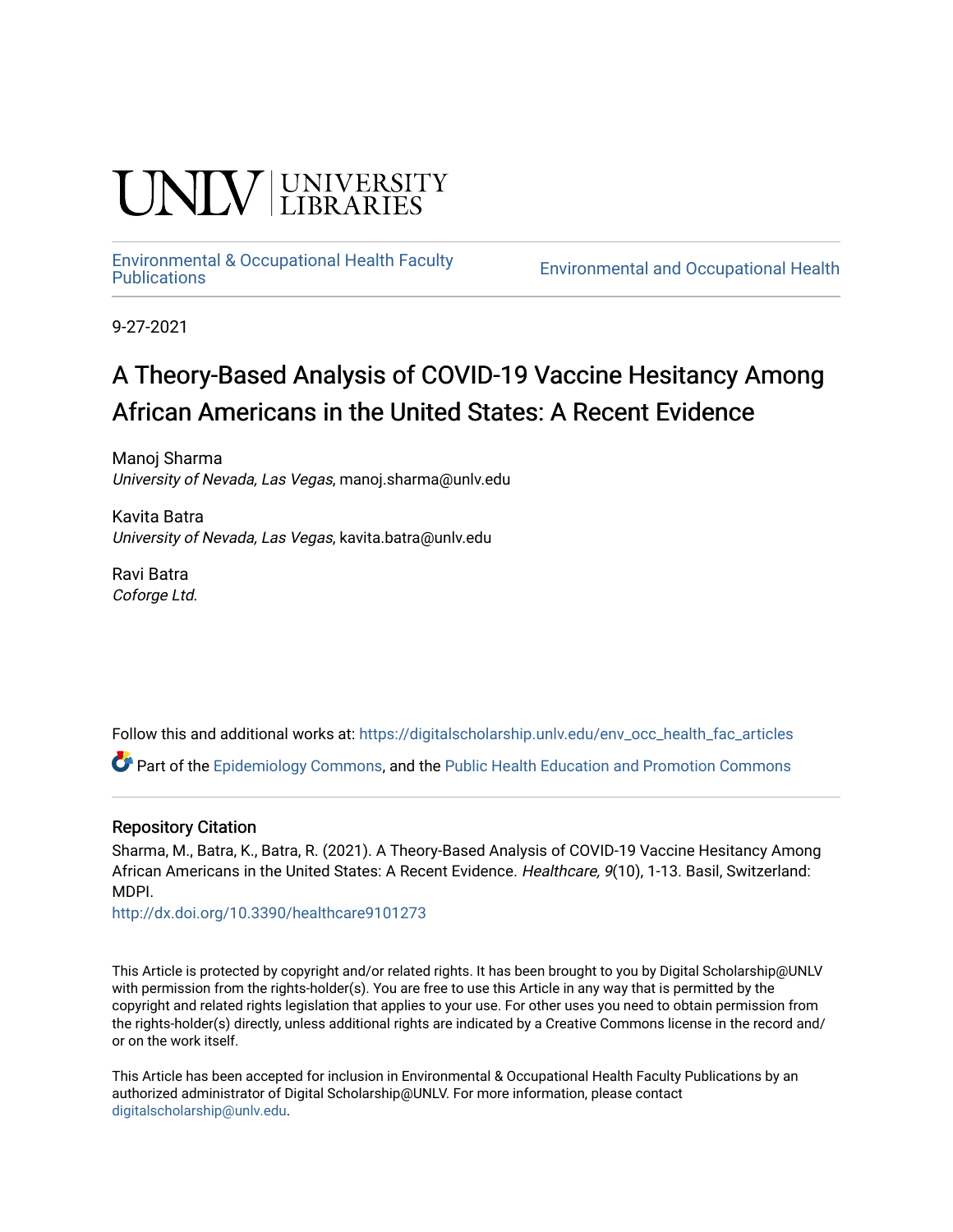UNLV | UNIVERSITY LIBRARIES

Environmental & Occupational Health Faculty Publications | Environmental and Occupational Health

9-27-2021

# A Theory-Based Analysis of COVID-19 Vaccine Hesitancy Among African Americans in the United States: A Recent Evidence

Manoj Sharma
*University of Nevada, Las Vegas*, manoj.sharma@unlv.edu

Kavita Batra
*University of Nevada, Las Vegas*, kavita.batra@unlv.edu

Ravi Batra
*Coforge Ltd.*

Follow this and additional works at: https://digitalscholarship.unlv.edu/env_occ_health_fac_articles

Part of the Epidemiology Commons, and the Public Health Education and Promotion Commons

## Repository Citation

Sharma, M., Batra, K., Batra, R. (2021). A Theory-Based Analysis of COVID-19 Vaccine Hesitancy Among African Americans in the United States: A Recent Evidence. *Healthcare, 9*(10), 1-13. Basil, Switzerland: MDPI.

http://dx.doi.org/10.3390/healthcare9101273

This Article is protected by copyright and/or related rights. It has been brought to you by Digital Scholarship@UNLV with permission from the rights-holder(s). You are free to use this Article in any way that is permitted by the copyright and related rights legislation that applies to your use. For other uses you need to obtain permission from the rights-holder(s) directly, unless additional rights are indicated by a Creative Commons license in the record and/ or on the work itself.

This Article has been accepted for inclusion in Environmental & Occupational Health Faculty Publications by an authorized administrator of Digital Scholarship@UNLV. For more information, please contact digitalscholarship@unlv.edu.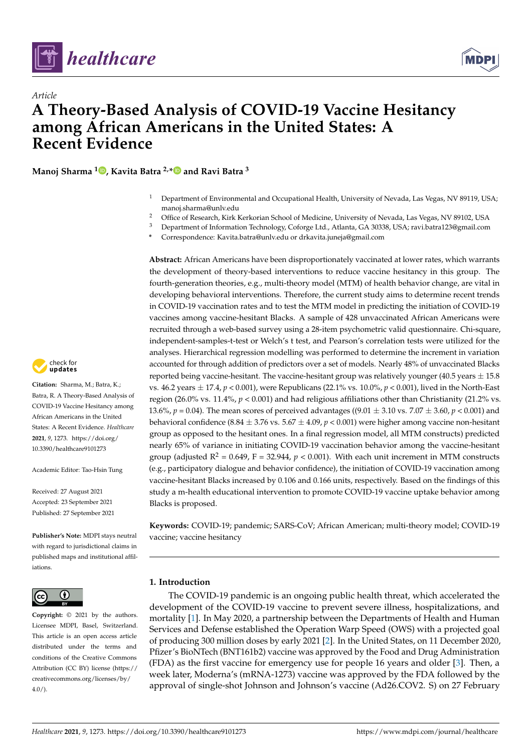Article

# A Theory-Based Analysis of COVID-19 Vaccine Hesitancy among African Americans in the United States: A Recent Evidence

**Manoj Sharma [1], Kavita Batra [2,*] and Ravi Batra [3]**

[1] Department of Environmental and Occupational Health, University of Nevada, Las Vegas, NV 89119, USA; manoj.sharma@unlv.edu

[2] Office of Research, Kirk Kerkorian School of Medicine, University of Nevada, Las Vegas, NV 89102, USA

[3] Department of Information Technology, Coforge Ltd., Atlanta, GA 30338, USA; ravi.batra123@gmail.com

\* Correspondence: Kavita.batra@unlv.edu or drkavita.juneja@gmail.com

**Abstract:** African Americans have been disproportionately vaccinated at lower rates, which warrants the development of theory-based interventions to reduce vaccine hesitancy in this group. The fourth-generation theories, e.g., multi-theory model (MTM) of health behavior change, are vital in developing behavioral interventions. Therefore, the current study aims to determine recent trends in COVID-19 vaccination rates and to test the MTM model in predicting the initiation of COVID-19 vaccines among vaccine-hesitant Blacks. A sample of 428 unvaccinated African Americans were recruited through a web-based survey using a 28-item psychometric valid questionnaire. Chi-square, independent-samples-t-test or Welch's t test, and Pearson's correlation tests were utilized for the analyses. Hierarchical regression modelling was performed to determine the increment in variation accounted for through addition of predictors over a set of models. Nearly 48% of unvaccinated Blacks reported being vaccine-hesitant. The vaccine-hesitant group was relatively younger (40.5 years ± 15.8 vs. 46.2 years ± 17.4, $p < 0.001$), were Republicans (22.1% vs. 10.0%, $p < 0.001$), lived in the North-East region (26.0% vs. 11.4%, $p < 0.001$) and had religious affiliations other than Christianity (21.2% vs. 13.6%, $p = 0.04$). The mean scores of perceived advantages ((9.01 ± 3.10 vs. 7.07 ± 3.60, $p < 0.001$) and behavioral confidence (8.84 ± 3.76 vs. 5.67 ± 4.09, $p < 0.001$) were higher among vaccine non-hesitant group as opposed to the hesitant ones. In a final regression model, all MTM constructs) predicted nearly 65% of variance in initiating COVID-19 vaccination behavior among the vaccine-hesitant group (adjusted $R^2 = 0.649$, $F = 32.944$, $p < 0.001$). With each unit increment in MTM constructs (e.g., participatory dialogue and behavior confidence), the initiation of COVID-19 vaccination among vaccine-hesitant Blacks increased by 0.106 and 0.166 units, respectively. Based on the findings of this study a m-health educational intervention to promote COVID-19 vaccine uptake behavior among Blacks is proposed.

**Keywords:** COVID-19; pandemic; SARS-CoV; African American; multi-theory model; COVID-19 vaccine; vaccine hesitancy

**Citation:** Sharma, M.; Batra, K.; Batra, R. A Theory-Based Analysis of COVID-19 Vaccine Hesitancy among African Americans in the United States: A Recent Evidence. *Healthcare* **2021**, *9*, 1273. https://doi.org/10.3390/healthcare9101273

Academic Editor: Tao-Hsin Tung

Received: 27 August 2021
Accepted: 23 September 2021
Published: 27 September 2021

**Publisher's Note:** MDPI stays neutral with regard to jurisdictional claims in published maps and institutional affiliations.

**Copyright:** © 2021 by the authors. Licensee MDPI, Basel, Switzerland. This article is an open access article distributed under the terms and conditions of the Creative Commons Attribution (CC BY) license (https://creativecommons.org/licenses/by/4.0/).

## 1. Introduction

The COVID-19 pandemic is an ongoing public health threat, which accelerated the development of the COVID-19 vaccine to prevent severe illness, hospitalizations, and mortality [1]. In May 2020, a partnership between the Departments of Health and Human Services and Defense established the Operation Warp Speed (OWS) with a projected goal of producing 300 million doses by early 2021 [2]. In the United States, on 11 December 2020, Pfizer's BioNTech (BNT161b2) vaccine was approved by the Food and Drug Administration (FDA) as the first vaccine for emergency use for people 16 years and older [3]. Then, a week later, Moderna's (mRNA-1273) vaccine was approved by the FDA followed by the approval of single-shot Johnson and Johnson's vaccine (Ad26.COV2. S) on 27 February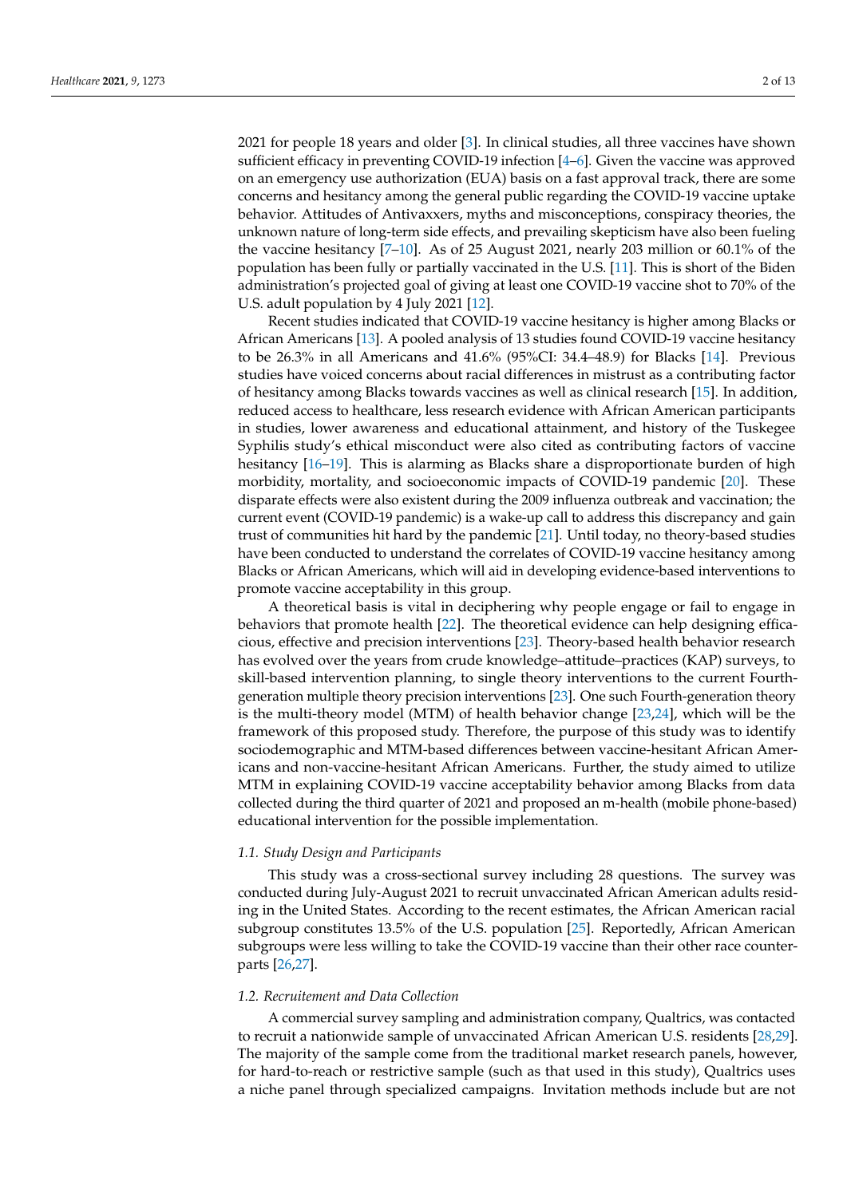2021 for people 18 years and older [3]. In clinical studies, all three vaccines have shown sufficient efficacy in preventing COVID-19 infection [4–6]. Given the vaccine was approved on an emergency use authorization (EUA) basis on a fast approval track, there are some concerns and hesitancy among the general public regarding the COVID-19 vaccine uptake behavior. Attitudes of Antivaxxers, myths and misconceptions, conspiracy theories, the unknown nature of long-term side effects, and prevailing skepticism have also been fueling the vaccine hesitancy [7–10]. As of 25 August 2021, nearly 203 million or 60.1% of the population has been fully or partially vaccinated in the U.S. [11]. This is short of the Biden administration's projected goal of giving at least one COVID-19 vaccine shot to 70% of the U.S. adult population by 4 July 2021 [12].

Recent studies indicated that COVID-19 vaccine hesitancy is higher among Blacks or African Americans [13]. A pooled analysis of 13 studies found COVID-19 vaccine hesitancy to be 26.3% in all Americans and 41.6% (95%CI: 34.4–48.9) for Blacks [14]. Previous studies have voiced concerns about racial differences in mistrust as a contributing factor of hesitancy among Blacks towards vaccines as well as clinical research [15]. In addition, reduced access to healthcare, less research evidence with African American participants in studies, lower awareness and educational attainment, and history of the Tuskegee Syphilis study's ethical misconduct were also cited as contributing factors of vaccine hesitancy [16–19]. This is alarming as Blacks share a disproportionate burden of high morbidity, mortality, and socioeconomic impacts of COVID-19 pandemic [20]. These disparate effects were also existent during the 2009 influenza outbreak and vaccination; the current event (COVID-19 pandemic) is a wake-up call to address this discrepancy and gain trust of communities hit hard by the pandemic [21]. Until today, no theory-based studies have been conducted to understand the correlates of COVID-19 vaccine hesitancy among Blacks or African Americans, which will aid in developing evidence-based interventions to promote vaccine acceptability in this group.

A theoretical basis is vital in deciphering why people engage or fail to engage in behaviors that promote health [22]. The theoretical evidence can help designing efficacious, effective and precision interventions [23]. Theory-based health behavior research has evolved over the years from crude knowledge–attitude–practices (KAP) surveys, to skill-based intervention planning, to single theory interventions to the current Fourth-generation multiple theory precision interventions [23]. One such Fourth-generation theory is the multi-theory model (MTM) of health behavior change [23,24], which will be the framework of this proposed study. Therefore, the purpose of this study was to identify sociodemographic and MTM-based differences between vaccine-hesitant African Americans and non-vaccine-hesitant African Americans. Further, the study aimed to utilize MTM in explaining COVID-19 vaccine acceptability behavior among Blacks from data collected during the third quarter of 2021 and proposed an m-health (mobile phone-based) educational intervention for the possible implementation.

### *1.1. Study Design and Participants*

This study was a cross-sectional survey including 28 questions. The survey was conducted during July-August 2021 to recruit unvaccinated African American adults residing in the United States. According to the recent estimates, the African American racial subgroup constitutes 13.5% of the U.S. population [25]. Reportedly, African American subgroups were less willing to take the COVID-19 vaccine than their other race counterparts [26,27].

### *1.2. Recruitement and Data Collection*

A commercial survey sampling and administration company, Qualtrics, was contacted to recruit a nationwide sample of unvaccinated African American U.S. residents [28,29]. The majority of the sample come from the traditional market research panels, however, for hard-to-reach or restrictive sample (such as that used in this study), Qualtrics uses a niche panel through specialized campaigns. Invitation methods include but are not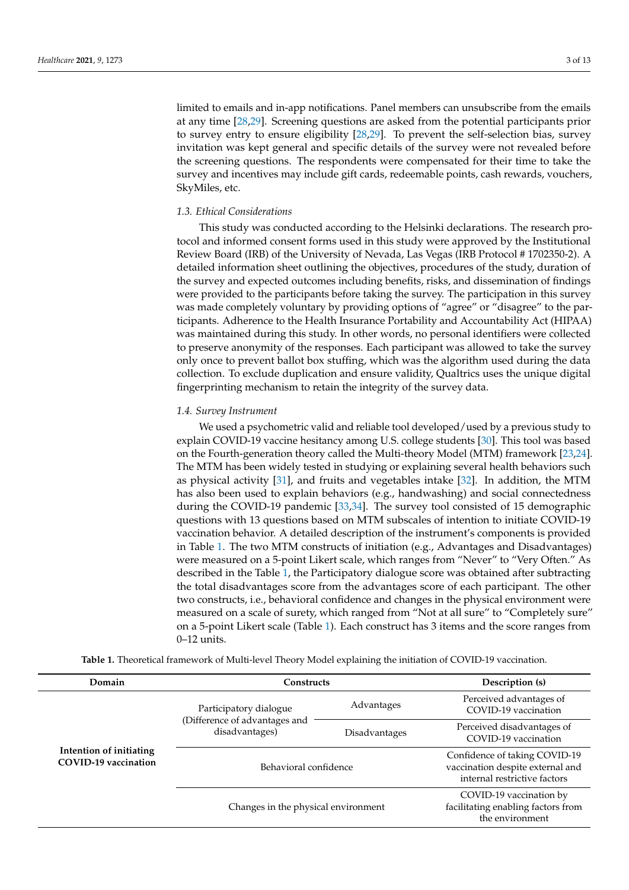limited to emails and in-app notifications. Panel members can unsubscribe from the emails at any time [28,29]. Screening questions are asked from the potential participants prior to survey entry to ensure eligibility [28,29]. To prevent the self-selection bias, survey invitation was kept general and specific details of the survey were not revealed before the screening questions. The respondents were compensated for their time to take the survey and incentives may include gift cards, redeemable points, cash rewards, vouchers, SkyMiles, etc.

### *1.3. Ethical Considerations*

This study was conducted according to the Helsinki declarations. The research protocol and informed consent forms used in this study were approved by the Institutional Review Board (IRB) of the University of Nevada, Las Vegas (IRB Protocol # 1702350-2). A detailed information sheet outlining the objectives, procedures of the study, duration of the survey and expected outcomes including benefits, risks, and dissemination of findings were provided to the participants before taking the survey. The participation in this survey was made completely voluntary by providing options of "agree" or "disagree" to the participants. Adherence to the Health Insurance Portability and Accountability Act (HIPAA) was maintained during this study. In other words, no personal identifiers were collected to preserve anonymity of the responses. Each participant was allowed to take the survey only once to prevent ballot box stuffing, which was the algorithm used during the data collection. To exclude duplication and ensure validity, Qualtrics uses the unique digital fingerprinting mechanism to retain the integrity of the survey data.

### *1.4. Survey Instrument*

We used a psychometric valid and reliable tool developed/used by a previous study to explain COVID-19 vaccine hesitancy among U.S. college students [30]. This tool was based on the Fourth-generation theory called the Multi-theory Model (MTM) framework [23,24]. The MTM has been widely tested in studying or explaining several health behaviors such as physical activity [31], and fruits and vegetables intake [32]. In addition, the MTM has also been used to explain behaviors (e.g., handwashing) and social connectedness during the COVID-19 pandemic [33,34]. The survey tool consisted of 15 demographic questions with 13 questions based on MTM subscales of intention to initiate COVID-19 vaccination behavior. A detailed description of the instrument's components is provided in Table 1. The two MTM constructs of initiation (e.g., Advantages and Disadvantages) were measured on a 5-point Likert scale, which ranges from "Never" to "Very Often." As described in the Table 1, the Participatory dialogue score was obtained after subtracting the total disadvantages score from the advantages score of each participant. The other two constructs, i.e., behavioral confidence and changes in the physical environment were measured on a scale of surety, which ranged from "Not at all sure" to "Completely sure" on a 5-point Likert scale (Table 1). Each construct has 3 items and the score ranges from 0–12 units.

**Table 1.** Theoretical framework of Multi-level Theory Model explaining the initiation of COVID-19 vaccination.

| Domain | Constructs | | Description (s) |
|---|---|---|---|
| **Intention of initiating COVID-19 vaccination** | Participatory dialogue (Difference of advantages and disadvantages) | Advantages | Perceived advantages of COVID-19 vaccination |
| | | Disadvantages | Perceived disadvantages of COVID-19 vaccination |
| | Behavioral confidence | | Confidence of taking COVID-19 vaccination despite external and internal restrictive factors |
| | Changes in the physical environment | | COVID-19 vaccination by facilitating enabling factors from the environment |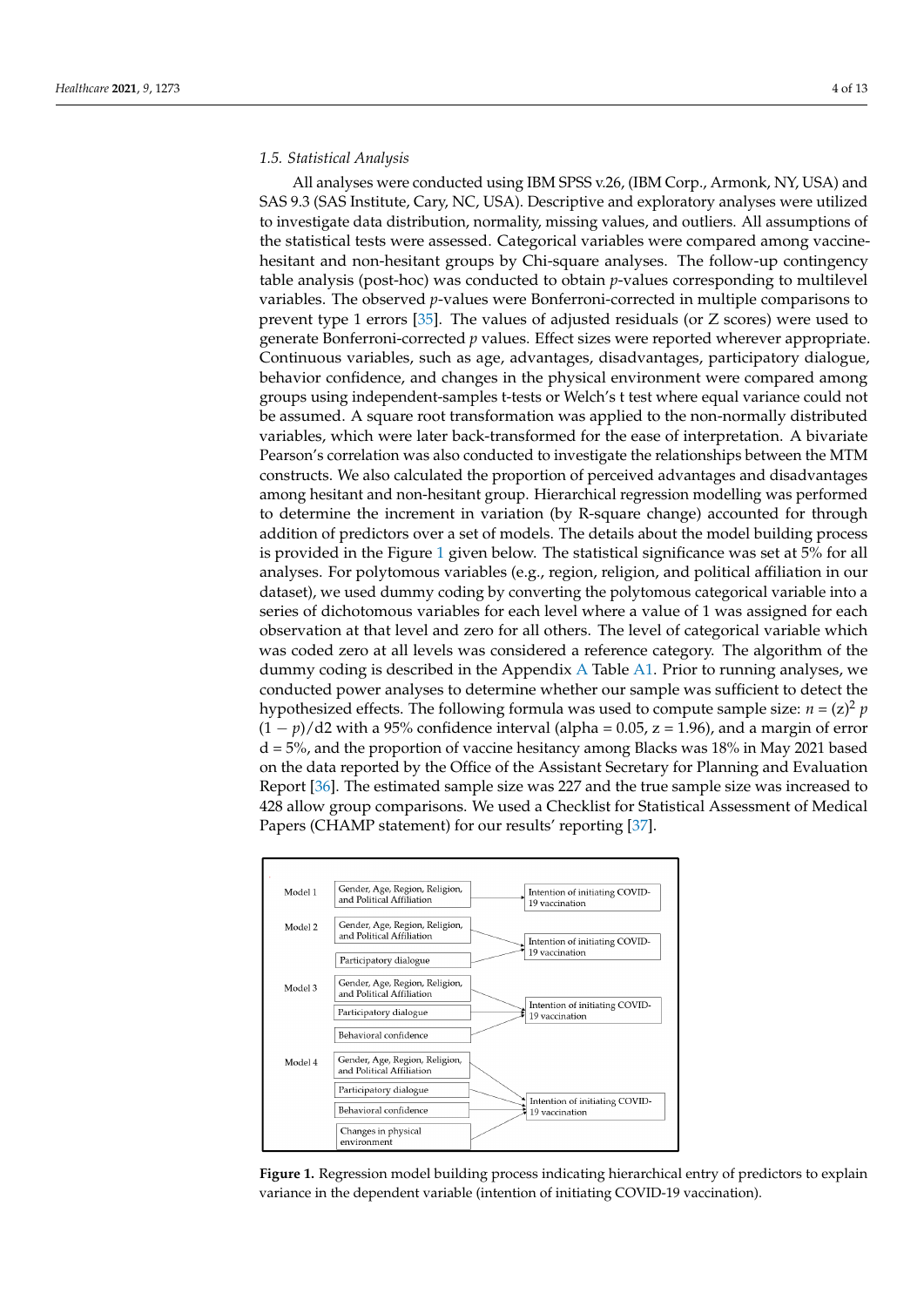### 1.5. Statistical Analysis

All analyses were conducted using IBM SPSS v.26, (IBM Corp., Armonk, NY, USA) and SAS 9.3 (SAS Institute, Cary, NC, USA). Descriptive and exploratory analyses were utilized to investigate data distribution, normality, missing values, and outliers. All assumptions of the statistical tests were assessed. Categorical variables were compared among vaccine-hesitant and non-hesitant groups by Chi-square analyses. The follow-up contingency table analysis (post-hoc) was conducted to obtain *p*-values corresponding to multilevel variables. The observed *p*-values were Bonferroni-corrected in multiple comparisons to prevent type 1 errors [35]. The values of adjusted residuals (or Z scores) were used to generate Bonferroni-corrected *p* values. Effect sizes were reported wherever appropriate. Continuous variables, such as age, advantages, disadvantages, participatory dialogue, behavior confidence, and changes in the physical environment were compared among groups using independent-samples t-tests or Welch's t test where equal variance could not be assumed. A square root transformation was applied to the non-normally distributed variables, which were later back-transformed for the ease of interpretation. A bivariate Pearson's correlation was also conducted to investigate the relationships between the MTM constructs. We also calculated the proportion of perceived advantages and disadvantages among hesitant and non-hesitant group. Hierarchical regression modelling was performed to determine the increment in variation (by R-square change) accounted for through addition of predictors over a set of models. The details about the model building process is provided in the Figure 1 given below. The statistical significance was set at 5% for all analyses. For polytomous variables (e.g., region, religion, and political affiliation in our dataset), we used dummy coding by converting the polytomous categorical variable into a series of dichotomous variables for each level where a value of 1 was assigned for each observation at that level and zero for all others. The level of categorical variable which was coded zero at all levels was considered a reference category. The algorithm of the dummy coding is described in the Appendix A Table A1. Prior to running analyses, we conducted power analyses to determine whether our sample was sufficient to detect the hypothesized effects. The following formula was used to compute sample size: $n = (z)^2\, p\, (1 - p)/d2$ with a 95% confidence interval (alpha = 0.05, z = 1.96), and a margin of error d = 5%, and the proportion of vaccine hesitancy among Blacks was 18% in May 2021 based on the data reported by the Office of the Assistant Secretary for Planning and Evaluation Report [36]. The estimated sample size was 227 and the true sample size was increased to 428 allow group comparisons. We used a Checklist for Statistical Assessment of Medical Papers (CHAMP statement) for our results' reporting [37].

Model 1
Gender, Age, Region, Religion, and Political Affiliation
Intention of initiating COVID-19 vaccination

Model 2
Gender, Age, Region, Religion, and Political Affiliation
Participatory dialogue
Intention of initiating COVID-19 vaccination

Model 3
Gender, Age, Region, Religion, and Political Affiliation
Participatory dialogue
Behavioral confidence
Intention of initiating COVID-19 vaccination

Model 4
Gender, Age, Region, Religion, and Political Affiliation
Participatory dialogue
Behavioral confidence
Changes in physical environment
Intention of initiating COVID-19 vaccination

**Figure 1.** Regression model building process indicating hierarchical entry of predictors to explain variance in the dependent variable (intention of initiating COVID-19 vaccination).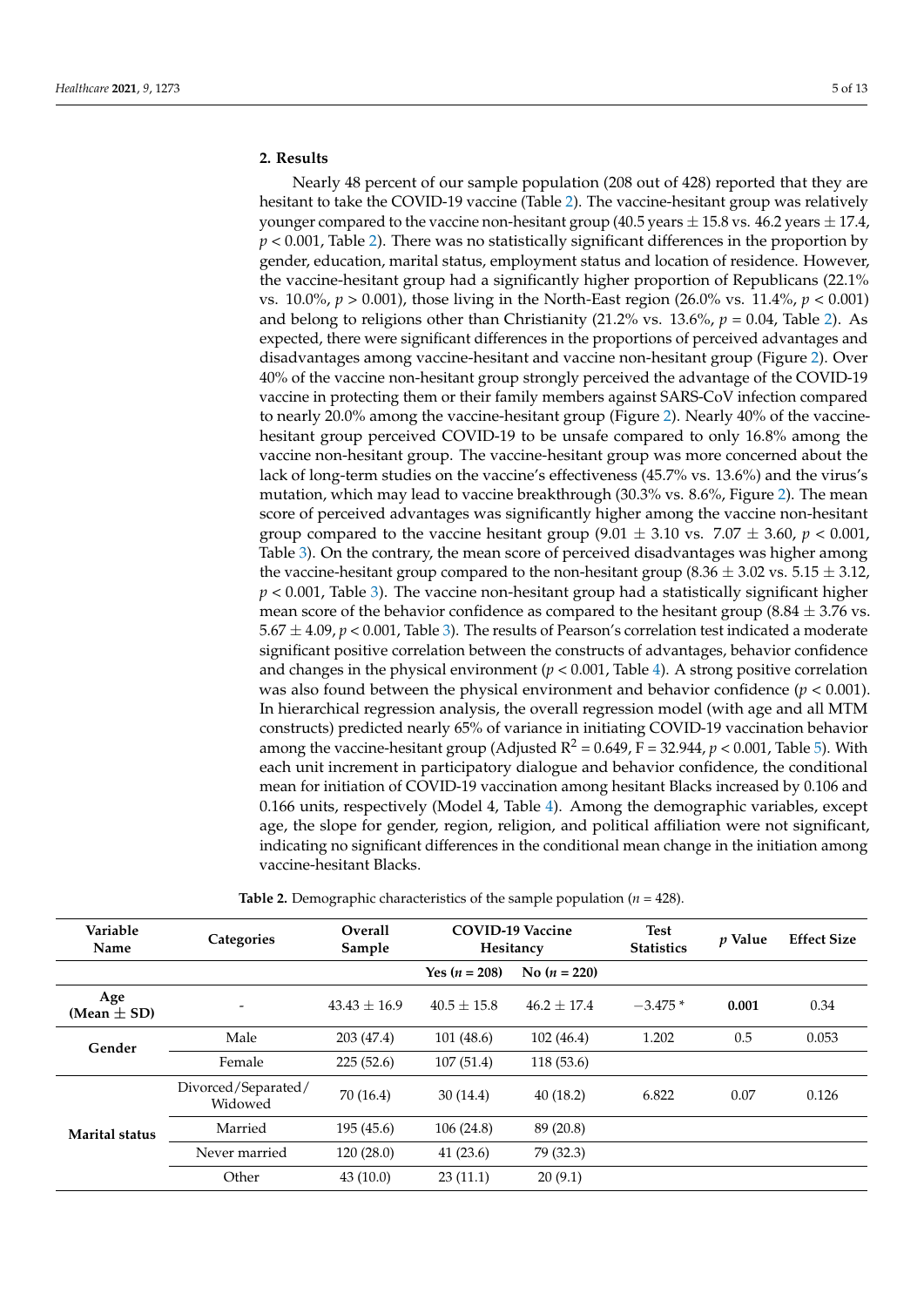## 2. Results

Nearly 48 percent of our sample population (208 out of 428) reported that they are hesitant to take the COVID-19 vaccine (Table 2). The vaccine-hesitant group was relatively younger compared to the vaccine non-hesitant group (40.5 years ± 15.8 vs. 46.2 years ± 17.4, $p < 0.001$, Table 2). There was no statistically significant differences in the proportion by gender, education, marital status, employment status and location of residence. However, the vaccine-hesitant group had a significantly higher proportion of Republicans (22.1% vs. 10.0%, $p > 0.001$), those living in the North-East region (26.0% vs. 11.4%, $p < 0.001$) and belong to religions other than Christianity (21.2% vs. 13.6%, $p = 0.04$, Table 2). As expected, there were significant differences in the proportions of perceived advantages and disadvantages among vaccine-hesitant and vaccine non-hesitant group (Figure 2). Over 40% of the vaccine non-hesitant group strongly perceived the advantage of the COVID-19 vaccine in protecting them or their family members against SARS-CoV infection compared to nearly 20.0% among the vaccine-hesitant group (Figure 2). Nearly 40% of the vaccine-hesitant group perceived COVID-19 to be unsafe compared to only 16.8% among the vaccine non-hesitant group. The vaccine-hesitant group was more concerned about the lack of long-term studies on the vaccine's effectiveness (45.7% vs. 13.6%) and the virus's mutation, which may lead to vaccine breakthrough (30.3% vs. 8.6%, Figure 2). The mean score of perceived advantages was significantly higher among the vaccine non-hesitant group compared to the vaccine hesitant group (9.01 ± 3.10 vs. 7.07 ± 3.60, $p < 0.001$, Table 3). On the contrary, the mean score of perceived disadvantages was higher among the vaccine-hesitant group compared to the non-hesitant group (8.36 ± 3.02 vs. 5.15 ± 3.12, $p < 0.001$, Table 3). The vaccine non-hesitant group had a statistically significant higher mean score of the behavior confidence as compared to the hesitant group (8.84 ± 3.76 vs. 5.67 ± 4.09, $p < 0.001$, Table 3). The results of Pearson's correlation test indicated a moderate significant positive correlation between the constructs of advantages, behavior confidence and changes in the physical environment ($p < 0.001$, Table 4). A strong positive correlation was also found between the physical environment and behavior confidence ($p < 0.001$). In hierarchical regression analysis, the overall regression model (with age and all MTM constructs) predicted nearly 65% of variance in initiating COVID-19 vaccination behavior among the vaccine-hesitant group (Adjusted $R^2 = 0.649$, $F = 32.944$, $p < 0.001$, Table 5). With each unit increment in participatory dialogue and behavior confidence, the conditional mean for initiation of COVID-19 vaccination among hesitant Blacks increased by 0.106 and 0.166 units, respectively (Model 4, Table 4). Among the demographic variables, except age, the slope for gender, region, religion, and political affiliation were not significant, indicating no significant differences in the conditional mean change in the initiation among vaccine-hesitant Blacks.

**Table 2.** Demographic characteristics of the sample population ($n = 428$).

| Variable Name | Categories | Overall Sample | COVID-19 Vaccine Hesitancy | | Test Statistics | p Value | Effect Size |
|---|---|---|---|---|---|---|---|
| | | | Yes ($n = 208$) | No ($n = 220$) | | | |
| Age (Mean ± SD) | - | 43.43 ± 16.9 | 40.5 ± 15.8 | 46.2 ± 17.4 | −3.475 * | **0.001** | 0.34 |
| Gender | Male | 203 (47.4) | 101 (48.6) | 102 (46.4) | 1.202 | 0.5 | 0.053 |
| | Female | 225 (52.6) | 107 (51.4) | 118 (53.6) | | | |
| Marital status | Divorced/Separated/Widowed | 70 (16.4) | 30 (14.4) | 40 (18.2) | 6.822 | 0.07 | 0.126 |
| | Married | 195 (45.6) | 106 (24.8) | 89 (20.8) | | | |
| | Never married | 120 (28.0) | 41 (23.6) | 79 (32.3) | | | |
| | Other | 43 (10.0) | 23 (11.1) | 20 (9.1) | | | |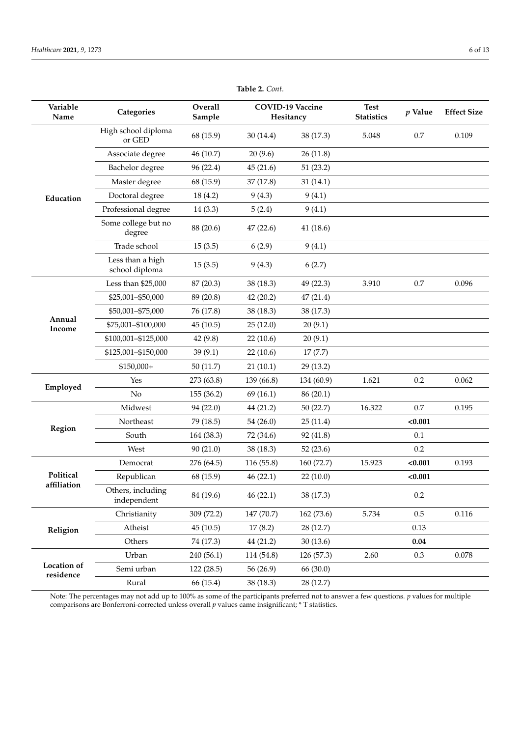**Table 2.** *Cont.*

| Variable Name | Categories | Overall Sample | COVID-19 Vaccine Hesitancy | | Test Statistics | *p* Value | Effect Size |
|---|---|---|---|---|---|---|---|
| **Education** | High school diploma or GED | 68 (15.9) | 30 (14.4) | 38 (17.3) | 5.048 | 0.7 | 0.109 |
| | Associate degree | 46 (10.7) | 20 (9.6) | 26 (11.8) | | | |
| | Bachelor degree | 96 (22.4) | 45 (21.6) | 51 (23.2) | | | |
| | Master degree | 68 (15.9) | 37 (17.8) | 31 (14.1) | | | |
| | Doctoral degree | 18 (4.2) | 9 (4.3) | 9 (4.1) | | | |
| | Professional degree | 14 (3.3) | 5 (2.4) | 9 (4.1) | | | |
| | Some college but no degree | 88 (20.6) | 47 (22.6) | 41 (18.6) | | | |
| | Trade school | 15 (3.5) | 6 (2.9) | 9 (4.1) | | | |
| | Less than a high school diploma | 15 (3.5) | 9 (4.3) | 6 (2.7) | | | |
| **Annual Income** | Less than $25,000 | 87 (20.3) | 38 (18.3) | 49 (22.3) | 3.910 | 0.7 | 0.096 |
| | $25,001–$50,000 | 89 (20.8) | 42 (20.2) | 47 (21.4) | | | |
| | $50,001–$75,000 | 76 (17.8) | 38 (18.3) | 38 (17.3) | | | |
| | $75,001–$100,000 | 45 (10.5) | 25 (12.0) | 20 (9.1) | | | |
| | $100,001–$125,000 | 42 (9.8) | 22 (10.6) | 20 (9.1) | | | |
| | $125,001–$150,000 | 39 (9.1) | 22 (10.6) | 17 (7.7) | | | |
| | $150,000+ | 50 (11.7) | 21 (10.1) | 29 (13.2) | | | |
| **Employed** | Yes | 273 (63.8) | 139 (66.8) | 134 (60.9) | 1.621 | 0.2 | 0.062 |
| | No | 155 (36.2) | 69 (16.1) | 86 (20.1) | | | |
| **Region** | Midwest | 94 (22.0) | 44 (21.2) | 50 (22.7) | 16.322 | 0.7 | 0.195 |
| | Northeast | 79 (18.5) | 54 (26.0) | 25 (11.4) | | **<0.001** | |
| | South | 164 (38.3) | 72 (34.6) | 92 (41.8) | | 0.1 | |
| | West | 90 (21.0) | 38 (18.3) | 52 (23.6) | | 0.2 | |
| **Political affiliation** | Democrat | 276 (64.5) | 116 (55.8) | 160 (72.7) | 15.923 | **<0.001** | 0.193 |
| | Republican | 68 (15.9) | 46 (22.1) | 22 (10.0) | | **<0.001** | |
| | Others, including independent | 84 (19.6) | 46 (22.1) | 38 (17.3) | | 0.2 | |
| **Religion** | Christianity | 309 (72.2) | 147 (70.7) | 162 (73.6) | 5.734 | 0.5 | 0.116 |
| | Atheist | 45 (10.5) | 17 (8.2) | 28 (12.7) | | 0.13 | |
| | Others | 74 (17.3) | 44 (21.2) | 30 (13.6) | | **0.04** | |
| **Location of residence** | Urban | 240 (56.1) | 114 (54.8) | 126 (57.3) | 2.60 | 0.3 | 0.078 |
| | Semi urban | 122 (28.5) | 56 (26.9) | 66 (30.0) | | | |
| | Rural | 66 (15.4) | 38 (18.3) | 28 (12.7) | | | |

Note: The percentages may not add up to 100% as some of the participants preferred not to answer a few questions. *p* values for multiple comparisons are Bonferroni-corrected unless overall *p* values came insignificant; * T statistics.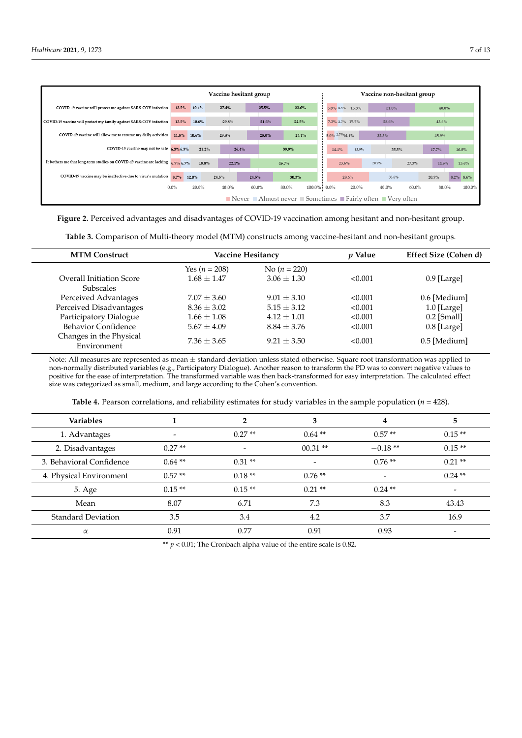Vaccine hesitant group

Vaccine non-hesitant group

COVID-19 vaccine will protect me against SARS-COV infection
13.5% 10.1% 27.4% 25.5% 23.6%
6.8% 4.5% 16.8% 31.8% 40.0%

COVID-19 vaccine will protect my family against SARS-COV infection
13.5% 10.6% 29.8% 21.6% 24.5%
7.3% 2.7% 17.7% 28.6% 43.6%

COVID-19 vaccine will allow me to resume my daily activities
11.5% 10.6% 29.8% 25.0% 23.1%
5.0% 2.7% 14.1% 32.3% 45.9%

COVID-19 vaccine may not be safe
6.5% 6.3% 21.2% 26.4% 39.9%
14.1% 15.9% 35.5% 17.7% 16.8%

It bothers me that long-term studies on COVID-19 vaccine are lacking
6.7% 6.7% 18.8% 22.1% 45.7%
23.6% 20.9% 27.3% 14.5% 13.6%

COVID-19 vaccine may be ineffective due to virus's mutation
8.7% 12.0% 24.5% 24.5% 30.3%
28.6% 33.6% 20.9% 8.2% 8.6%

0.0% 20.0% 40.0% 60.0% 80.0% 100.0%

0.0% 20.0% 40.0% 60.0% 80.0% 100.0%

Never Almost never Sometimes Fairly often Very often

**Figure 2.** Perceived advantages and disadvantages of COVID-19 vaccination among hesitant and non-hesitant group.

**Table 3.** Comparison of Multi-theory model (MTM) constructs among vaccine-hesitant and non-hesitant groups.

| MTM Construct | Vaccine Hesitancy | | *p* Value | Effect Size (Cohen d) |
|---|---|---|---|---|
| | Yes ($n$ = 208) | No ($n$ = 220) | | |
| Overall Initiation Score | 1.68 ± 1.47 | 3.06 ± 1.30 | <0.001 | 0.9 [Large] |
| Subscales | | | | |
| Perceived Advantages | 7.07 ± 3.60 | 9.01 ± 3.10 | <0.001 | 0.6 [Medium] |
| Perceived Disadvantages | 8.36 ± 3.02 | 5.15 ± 3.12 | <0.001 | 1.0 [Large] |
| Participatory Dialogue | 1.66 ± 1.08 | 4.12 ± 1.01 | <0.001 | 0.2 [Small] |
| Behavior Confidence | 5.67 ± 4.09 | 8.84 ± 3.76 | <0.001 | 0.8 [Large] |
| Changes in the Physical Environment | 7.36 ± 3.65 | 9.21 ± 3.50 | <0.001 | 0.5 [Medium] |

Note: All measures are represented as mean ± standard deviation unless stated otherwise. Square root transformation was applied to non-normally distributed variables (e.g., Participatory Dialogue). Another reason to transform the PD was to convert negative values to positive for the ease of interpretation. The transformed variable was then back-transformed for easy interpretation. The calculated effect size was categorized as small, medium, and large according to the Cohen's convention.

**Table 4.** Pearson correlations, and reliability estimates for study variables in the sample population ($n$ = 428).

| Variables | 1 | 2 | 3 | 4 | 5 |
|---|---|---|---|---|---|
| 1. Advantages | - | 0.27 ** | 0.64 ** | 0.57 ** | 0.15 ** |
| 2. Disadvantages | 0.27 ** | - | 00.31 ** | −0.18 ** | 0.15 ** |
| 3. Behavioral Confidence | 0.64 ** | 0.31 ** | - | 0.76 ** | 0.21 ** |
| 4. Physical Environment | 0.57 ** | 0.18 ** | 0.76 ** | - | 0.24 ** |
| 5. Age | 0.15 ** | 0.15 ** | 0.21 ** | 0.24 ** | - |
| Mean | 8.07 | 6.71 | 7.3 | 8.3 | 43.43 |
| Standard Deviation | 3.5 | 3.4 | 4.2 | 3.7 | 16.9 |
| α | 0.91 | 0.77 | 0.91 | 0.93 | - |

** $p < 0.01$; The Cronbach alpha value of the entire scale is 0.82.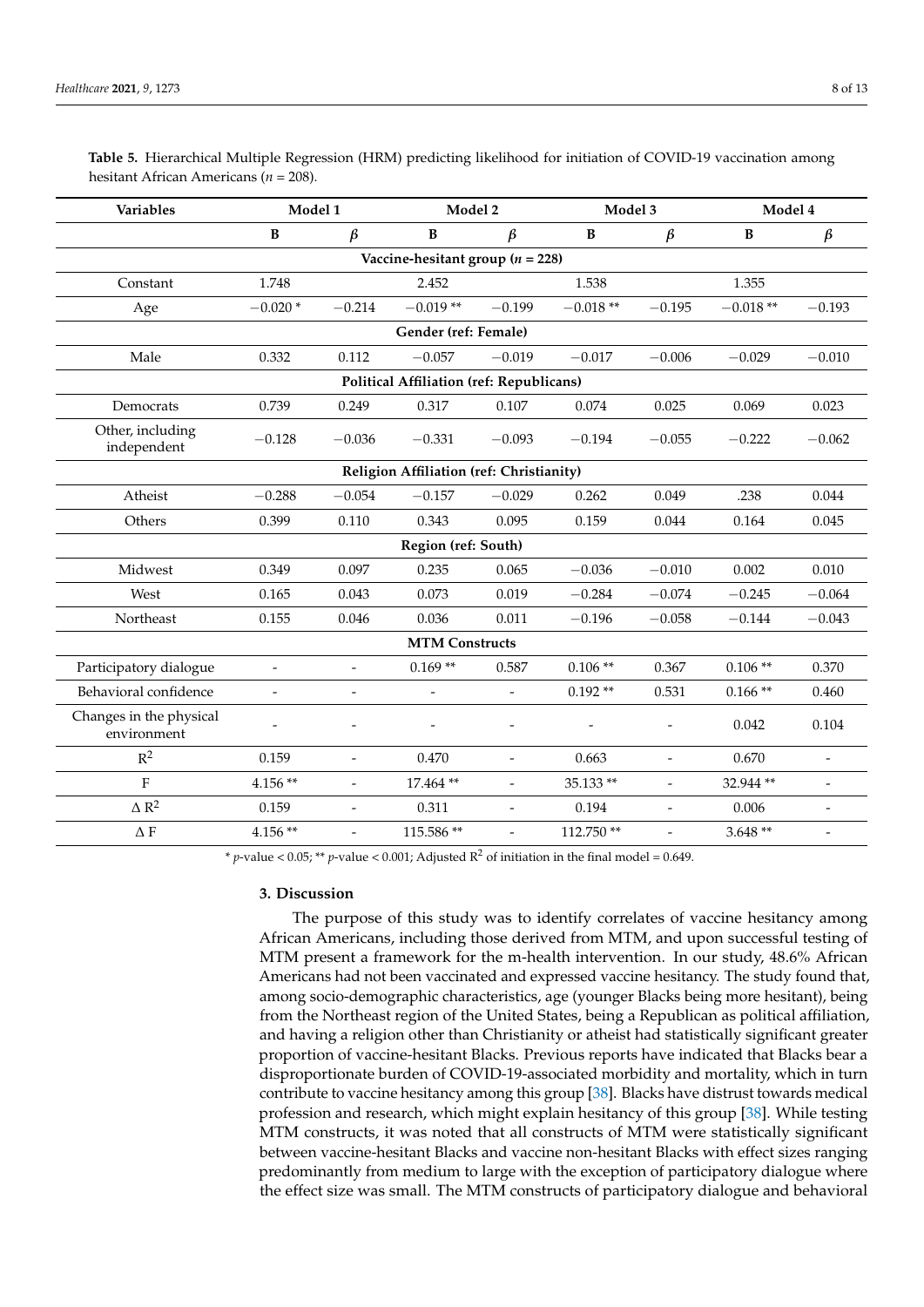**Table 5.** Hierarchical Multiple Regression (HRM) predicting likelihood for initiation of COVID-19 vaccination among hesitant African Americans (*n* = 208).

| Variables | Model 1 | | Model 2 | | Model 3 | | Model 4 | |
|---|---|---|---|---|---|---|---|---|
| | B | β | B | β | B | β | B | β |
| **Vaccine-hesitant group (*n* = 228)** | | | | | | | | |
| Constant | 1.748 | | 2.452 | | 1.538 | | 1.355 | |
| Age | −0.020 * | −0.214 | −0.019 ** | −0.199 | −0.018 ** | −0.195 | −0.018 ** | −0.193 |
| **Gender (ref: Female)** | | | | | | | | |
| Male | 0.332 | 0.112 | −0.057 | −0.019 | −0.017 | −0.006 | −0.029 | −0.010 |
| **Political Affiliation (ref: Republicans)** | | | | | | | | |
| Democrats | 0.739 | 0.249 | 0.317 | 0.107 | 0.074 | 0.025 | 0.069 | 0.023 |
| Other, including independent | −0.128 | −0.036 | −0.331 | −0.093 | −0.194 | −0.055 | −0.222 | −0.062 |
| **Religion Affiliation (ref: Christianity)** | | | | | | | | |
| Atheist | −0.288 | −0.054 | −0.157 | −0.029 | 0.262 | 0.049 | .238 | 0.044 |
| Others | 0.399 | 0.110 | 0.343 | 0.095 | 0.159 | 0.044 | 0.164 | 0.045 |
| **Region (ref: South)** | | | | | | | | |
| Midwest | 0.349 | 0.097 | 0.235 | 0.065 | −0.036 | −0.010 | 0.002 | 0.010 |
| West | 0.165 | 0.043 | 0.073 | 0.019 | −0.284 | −0.074 | −0.245 | −0.064 |
| Northeast | 0.155 | 0.046 | 0.036 | 0.011 | −0.196 | −0.058 | −0.144 | −0.043 |
| **MTM Constructs** | | | | | | | | |
| Participatory dialogue | - | - | 0.169 ** | 0.587 | 0.106 ** | 0.367 | 0.106 ** | 0.370 |
| Behavioral confidence | - | - | - | - | 0.192 ** | 0.531 | 0.166 ** | 0.460 |
| Changes in the physical environment | - | - | - | - | - | - | 0.042 | 0.104 |
| $R^2$ | 0.159 | - | 0.470 | - | 0.663 | - | 0.670 | - |
| F | 4.156 ** | - | 17.464 ** | - | 35.133 ** | - | 32.944 ** | - |
| $\Delta R^2$ | 0.159 | - | 0.311 | - | 0.194 | - | 0.006 | - |
| $\Delta$ F | 4.156 ** | - | 115.586 ** | - | 112.750 ** | - | 3.648 ** | - |

* *p*-value < 0.05; ** *p*-value < 0.001; Adjusted $R^2$ of initiation in the final model = 0.649.

## 3. Discussion

The purpose of this study was to identify correlates of vaccine hesitancy among African Americans, including those derived from MTM, and upon successful testing of MTM present a framework for the m-health intervention. In our study, 48.6% African Americans had not been vaccinated and expressed vaccine hesitancy. The study found that, among socio-demographic characteristics, age (younger Blacks being more hesitant), being from the Northeast region of the United States, being a Republican as political affiliation, and having a religion other than Christianity or atheist had statistically significant greater proportion of vaccine-hesitant Blacks. Previous reports have indicated that Blacks bear a disproportionate burden of COVID-19-associated morbidity and mortality, which in turn contribute to vaccine hesitancy among this group [38]. Blacks have distrust towards medical profession and research, which might explain hesitancy of this group [38]. While testing MTM constructs, it was noted that all constructs of MTM were statistically significant between vaccine-hesitant Blacks and vaccine non-hesitant Blacks with effect sizes ranging predominantly from medium to large with the exception of participatory dialogue where the effect size was small. The MTM constructs of participatory dialogue and behavioral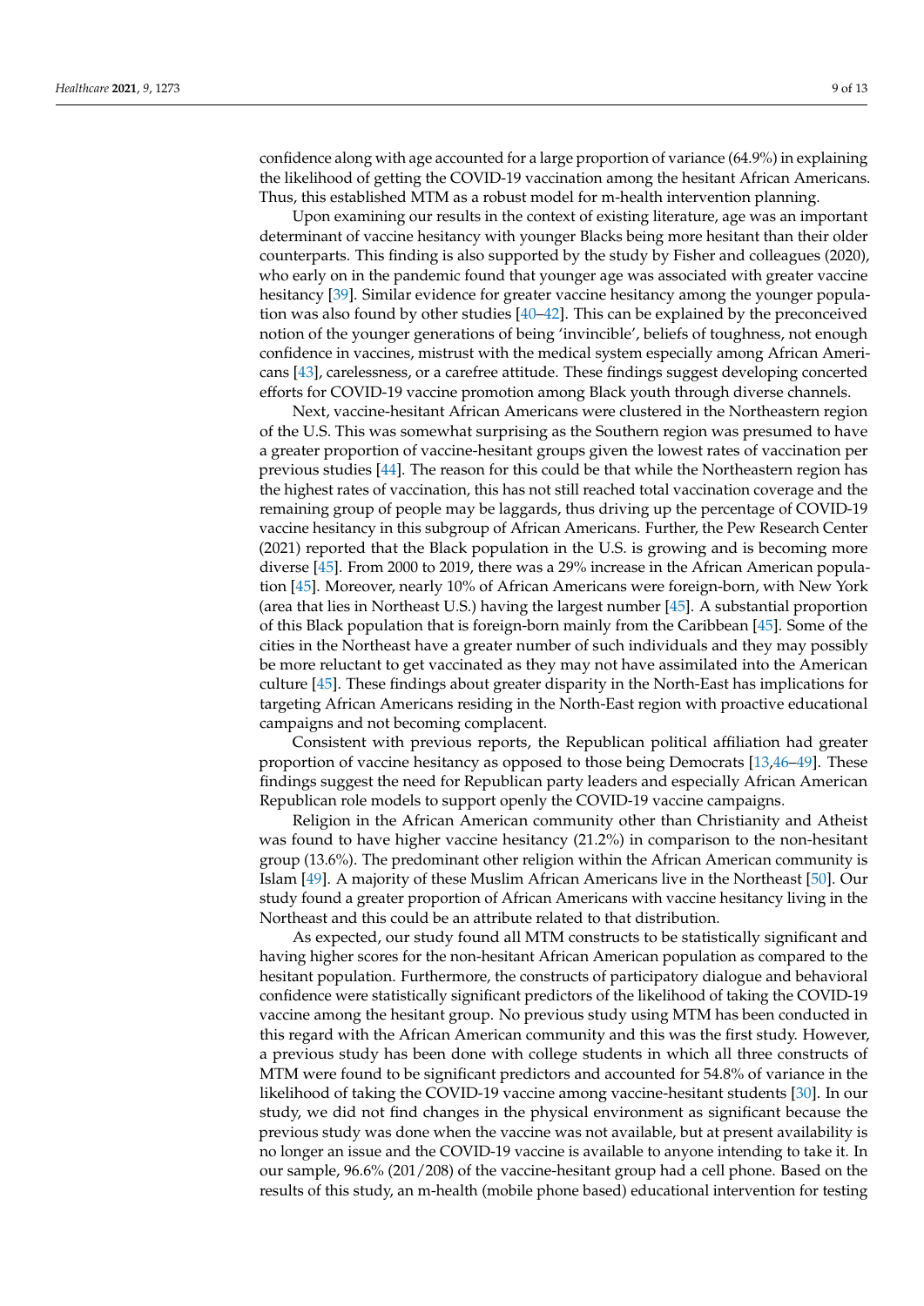confidence along with age accounted for a large proportion of variance (64.9%) in explaining the likelihood of getting the COVID-19 vaccination among the hesitant African Americans. Thus, this established MTM as a robust model for m-health intervention planning.

Upon examining our results in the context of existing literature, age was an important determinant of vaccine hesitancy with younger Blacks being more hesitant than their older counterparts. This finding is also supported by the study by Fisher and colleagues (2020), who early on in the pandemic found that younger age was associated with greater vaccine hesitancy [39]. Similar evidence for greater vaccine hesitancy among the younger population was also found by other studies [40–42]. This can be explained by the preconceived notion of the younger generations of being 'invincible', beliefs of toughness, not enough confidence in vaccines, mistrust with the medical system especially among African Americans [43], carelessness, or a carefree attitude. These findings suggest developing concerted efforts for COVID-19 vaccine promotion among Black youth through diverse channels.

Next, vaccine-hesitant African Americans were clustered in the Northeastern region of the U.S. This was somewhat surprising as the Southern region was presumed to have a greater proportion of vaccine-hesitant groups given the lowest rates of vaccination per previous studies [44]. The reason for this could be that while the Northeastern region has the highest rates of vaccination, this has not still reached total vaccination coverage and the remaining group of people may be laggards, thus driving up the percentage of COVID-19 vaccine hesitancy in this subgroup of African Americans. Further, the Pew Research Center (2021) reported that the Black population in the U.S. is growing and is becoming more diverse [45]. From 2000 to 2019, there was a 29% increase in the African American population [45]. Moreover, nearly 10% of African Americans were foreign-born, with New York (area that lies in Northeast U.S.) having the largest number [45]. A substantial proportion of this Black population that is foreign-born mainly from the Caribbean [45]. Some of the cities in the Northeast have a greater number of such individuals and they may possibly be more reluctant to get vaccinated as they may not have assimilated into the American culture [45]. These findings about greater disparity in the North-East has implications for targeting African Americans residing in the North-East region with proactive educational campaigns and not becoming complacent.

Consistent with previous reports, the Republican political affiliation had greater proportion of vaccine hesitancy as opposed to those being Democrats [13,46–49]. These findings suggest the need for Republican party leaders and especially African American Republican role models to support openly the COVID-19 vaccine campaigns.

Religion in the African American community other than Christianity and Atheist was found to have higher vaccine hesitancy (21.2%) in comparison to the non-hesitant group (13.6%). The predominant other religion within the African American community is Islam [49]. A majority of these Muslim African Americans live in the Northeast [50]. Our study found a greater proportion of African Americans with vaccine hesitancy living in the Northeast and this could be an attribute related to that distribution.

As expected, our study found all MTM constructs to be statistically significant and having higher scores for the non-hesitant African American population as compared to the hesitant population. Furthermore, the constructs of participatory dialogue and behavioral confidence were statistically significant predictors of the likelihood of taking the COVID-19 vaccine among the hesitant group. No previous study using MTM has been conducted in this regard with the African American community and this was the first study. However, a previous study has been done with college students in which all three constructs of MTM were found to be significant predictors and accounted for 54.8% of variance in the likelihood of taking the COVID-19 vaccine among vaccine-hesitant students [30]. In our study, we did not find changes in the physical environment as significant because the previous study was done when the vaccine was not available, but at present availability is no longer an issue and the COVID-19 vaccine is available to anyone intending to take it. In our sample, 96.6% (201/208) of the vaccine-hesitant group had a cell phone. Based on the results of this study, an m-health (mobile phone based) educational intervention for testing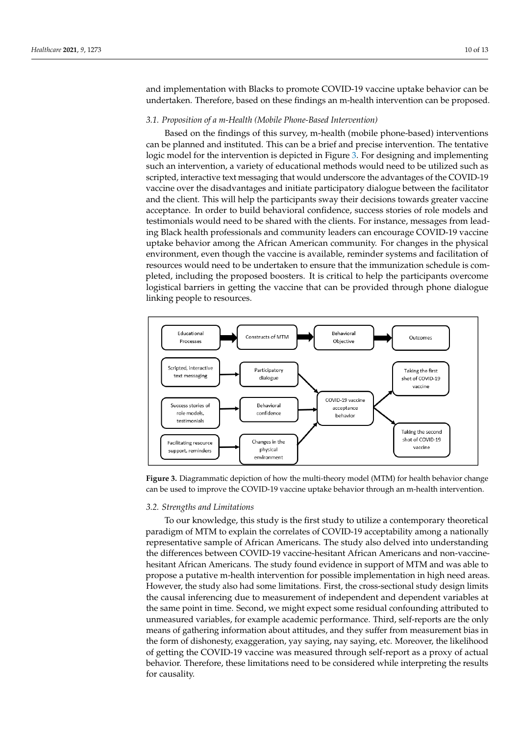and implementation with Blacks to promote COVID-19 vaccine uptake behavior can be undertaken. Therefore, based on these findings an m-health intervention can be proposed.

### 3.1. Proposition of a m-Health (Mobile Phone-Based Intervention)

Based on the findings of this survey, m-health (mobile phone-based) interventions can be planned and instituted. This can be a brief and precise intervention. The tentative logic model for the intervention is depicted in Figure 3. For designing and implementing such an intervention, a variety of educational methods would need to be utilized such as scripted, interactive text messaging that would underscore the advantages of the COVID-19 vaccine over the disadvantages and initiate participatory dialogue between the facilitator and the client. This will help the participants sway their decisions towards greater vaccine acceptance. In order to build behavioral confidence, success stories of role models and testimonials would need to be shared with the clients. For instance, messages from leading Black health professionals and community leaders can encourage COVID-19 vaccine uptake behavior among the African American community. For changes in the physical environment, even though the vaccine is available, reminder systems and facilitation of resources would need to be undertaken to ensure that the immunization schedule is completed, including the proposed boosters. It is critical to help the participants overcome logistical barriers in getting the vaccine that can be provided through phone dialogue linking people to resources.

**Figure 3.** Diagrammatic depiction of how the multi-theory model (MTM) for health behavior change can be used to improve the COVID-19 vaccine uptake behavior through an m-health intervention.

### 3.2. Strengths and Limitations

To our knowledge, this study is the first study to utilize a contemporary theoretical paradigm of MTM to explain the correlates of COVID-19 acceptability among a nationally representative sample of African Americans. The study also delved into understanding the differences between COVID-19 vaccine-hesitant African Americans and non-vaccine-hesitant African Americans. The study found evidence in support of MTM and was able to propose a putative m-health intervention for possible implementation in high need areas. However, the study also had some limitations. First, the cross-sectional study design limits the causal inferencing due to measurement of independent and dependent variables at the same point in time. Second, we might expect some residual confounding attributed to unmeasured variables, for example academic performance. Third, self-reports are the only means of gathering information about attitudes, and they suffer from measurement bias in the form of dishonesty, exaggeration, yay saying, nay saying, etc. Moreover, the likelihood of getting the COVID-19 vaccine was measured through self-report as a proxy of actual behavior. Therefore, these limitations need to be considered while interpreting the results for causality.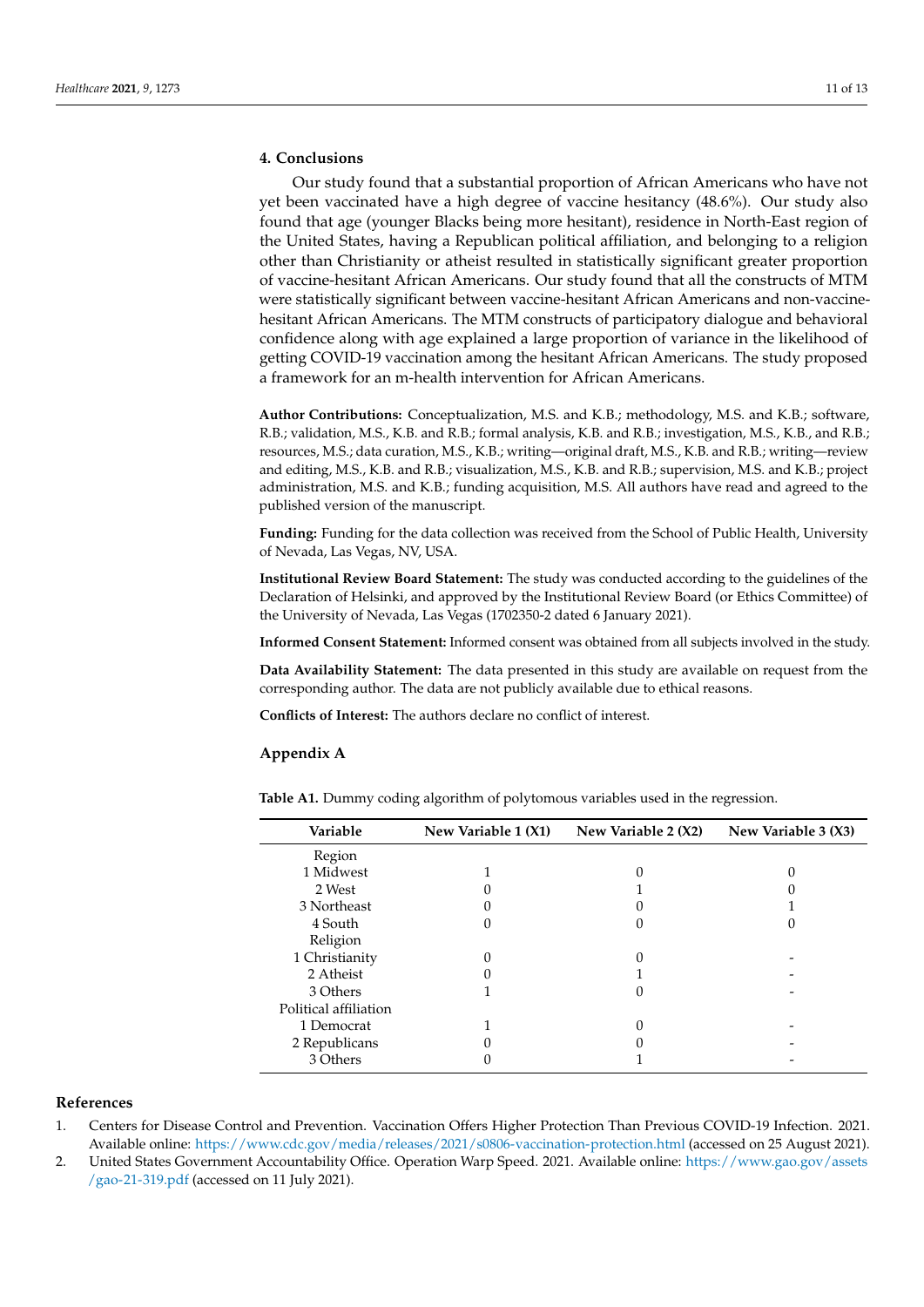## 4. Conclusions

Our study found that a substantial proportion of African Americans who have not yet been vaccinated have a high degree of vaccine hesitancy (48.6%). Our study also found that age (younger Blacks being more hesitant), residence in North-East region of the United States, having a Republican political affiliation, and belonging to a religion other than Christianity or atheist resulted in statistically significant greater proportion of vaccine-hesitant African Americans. Our study found that all the constructs of MTM were statistically significant between vaccine-hesitant African Americans and non-vaccine-hesitant African Americans. The MTM constructs of participatory dialogue and behavioral confidence along with age explained a large proportion of variance in the likelihood of getting COVID-19 vaccination among the hesitant African Americans. The study proposed a framework for an m-health intervention for African Americans.

**Author Contributions:** Conceptualization, M.S. and K.B.; methodology, M.S. and K.B.; software, R.B.; validation, M.S., K.B. and R.B.; formal analysis, K.B. and R.B.; investigation, M.S., K.B., and R.B.; resources, M.S.; data curation, M.S., K.B.; writing—original draft, M.S., K.B. and R.B.; writing—review and editing, M.S., K.B. and R.B.; visualization, M.S., K.B. and R.B.; supervision, M.S. and K.B.; project administration, M.S. and K.B.; funding acquisition, M.S. All authors have read and agreed to the published version of the manuscript.

**Funding:** Funding for the data collection was received from the School of Public Health, University of Nevada, Las Vegas, NV, USA.

**Institutional Review Board Statement:** The study was conducted according to the guidelines of the Declaration of Helsinki, and approved by the Institutional Review Board (or Ethics Committee) of the University of Nevada, Las Vegas (1702350-2 dated 6 January 2021).

**Informed Consent Statement:** Informed consent was obtained from all subjects involved in the study.

**Data Availability Statement:** The data presented in this study are available on request from the corresponding author. The data are not publicly available due to ethical reasons.

**Conflicts of Interest:** The authors declare no conflict of interest.

## Appendix A

**Table A1.** Dummy coding algorithm of polytomous variables used in the regression.

| Variable | New Variable 1 (X1) | New Variable 2 (X2) | New Variable 3 (X3) |
|---|---|---|---|
| Region | | | |
| 1 Midwest | 1 | 0 | 0 |
| 2 West | 0 | 1 | 0 |
| 3 Northeast | 0 | 0 | 1 |
| 4 South | 0 | 0 | 0 |
| Religion | | | |
| 1 Christianity | 0 | 0 | - |
| 2 Atheist | 0 | 1 | - |
| 3 Others | 1 | 0 | - |
| Political affiliation | | | |
| 1 Democrat | 1 | 0 | - |
| 2 Republicans | 0 | 0 | - |
| 3 Others | 0 | 1 | - |

## References

1. Centers for Disease Control and Prevention. Vaccination Offers Higher Protection Than Previous COVID-19 Infection. 2021. Available online: https://www.cdc.gov/media/releases/2021/s0806-vaccination-protection.html (accessed on 25 August 2021).
2. United States Government Accountability Office. Operation Warp Speed. 2021. Available online: https://www.gao.gov/assets/gao-21-319.pdf (accessed on 11 July 2021).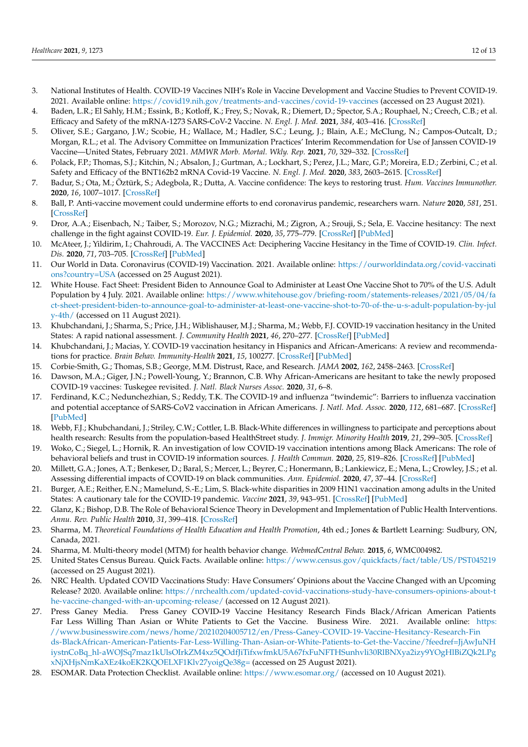3. National Institutes of Health. COVID-19 Vaccines NIH's Role in Vaccine Development and Vaccine Studies to Prevent COVID-19. 2021. Available online: https://covid19.nih.gov/treatments-and-vaccines/covid-19-vaccines (accessed on 23 August 2021).
4. Baden, L.R.; El Sahly, H.M.; Essink, B.; Kotloff, K.; Frey, S.; Novak, R.; Diemert, D.; Spector, S.A.; Rouphael, N.; Creech, C.B.; et al. Efficacy and Safety of the mRNA-1273 SARS-CoV-2 Vaccine. *N. Engl. J. Med.* **2021**, *384*, 403–416. [CrossRef]
5. Oliver, S.E.; Gargano, J.W.; Scobie, H.; Wallace, M.; Hadler, S.C.; Leung, J.; Blain, A.E.; McClung, N.; Campos-Outcalt, D.; Morgan, R.L.; et al. The Advisory Committee on Immunization Practices' Interim Recommendation for Use of Janssen COVID-19 Vaccine—United States, February 2021. *MMWR Morb. Mortal. Wkly. Rep.* **2021**, *70*, 329–332. [CrossRef]
6. Polack, F.P.; Thomas, S.J.; Kitchin, N.; Absalon, J.; Gurtman, A.; Lockhart, S.; Perez, J.L.; Marc, G.P.; Moreira, E.D.; Zerbini, C.; et al. Safety and Efficacy of the BNT162b2 mRNA Covid-19 Vaccine. *N. Engl. J. Med.* **2020**, *383*, 2603–2615. [CrossRef]
7. Badur, S.; Ota, M.; Öztürk, S.; Adegbola, R.; Dutta, A. Vaccine confidence: The keys to restoring trust. *Hum. Vaccines Immunother.* **2020**, *16*, 1007–1017. [CrossRef]
8. Ball, P. Anti-vaccine movement could undermine efforts to end coronavirus pandemic, researchers warn. *Nature* **2020**, *581*, 251. [CrossRef]
9. Dror, A.A.; Eisenbach, N.; Taiber, S.; Morozov, N.G.; Mizrachi, M.; Zigron, A.; Srouji, S.; Sela, E. Vaccine hesitancy: The next challenge in the fight against COVID-19. *Eur. J. Epidemiol.* **2020**, *35*, 775–779. [CrossRef] [PubMed]
10. McAteer, J.; Yildirim, I.; Chahroudi, A. The VACCINES Act: Deciphering Vaccine Hesitancy in the Time of COVID-19. *Clin. Infect. Dis.* **2020**, *71*, 703–705. [CrossRef] [PubMed]
11. Our World in Data. Coronavirus (COVID-19) Vaccination. 2021. Available online: https://ourworldindata.org/covid-vaccinations?country=USA (accessed on 25 August 2021).
12. White House. Fact Sheet: President Biden to Announce Goal to Administer at Least One Vaccine Shot to 70% of the U.S. Adult Population by 4 July. 2021. Available online: https://www.whitehouse.gov/briefing-room/statements-releases/2021/05/04/fact-sheet-president-biden-to-announce-goal-to-administer-at-least-one-vaccine-shot-to-70-of-the-u-s-adult-population-by-july-4th/ (accessed on 11 August 2021).
13. Khubchandani, J.; Sharma, S.; Price, J.H.; Wiblishauser, M.J.; Sharma, M.; Webb, F.J. COVID-19 vaccination hesitancy in the United States: A rapid national assessment. *J. Community Health* **2021**, *46*, 270–277. [CrossRef] [PubMed]
14. Khubchandani, J.; Macias, Y. COVID-19 vaccination hesitancy in Hispanics and African-Americans: A review and recommendations for practice. *Brain Behav. Immunity-Health* **2021**, *15*, 100277. [CrossRef] [PubMed]
15. Corbie-Smith, G.; Thomas, S.B.; George, M.M. Distrust, Race, and Research. *JAMA* **2002**, *162*, 2458–2463. [CrossRef]
16. Dawson, M.A.; Giger, J.N.; Powell-Young, Y.; Brannon, C.B. Why African-Americans are hesitant to take the newly proposed COVID-19 vaccines: Tuskegee revisited. *J. Natl. Black Nurses Assoc.* **2020**, *31*, 6–8.
17. Ferdinand, K.C.; Nedunchezhian, S.; Reddy, T.K. The COVID-19 and influenza "twindemic": Barriers to influenza vaccination and potential acceptance of SARS-CoV2 vaccination in African Americans. *J. Natl. Med. Assoc.* **2020**, *112*, 681–687. [CrossRef] [PubMed]
18. Webb, F.J.; Khubchandani, J.; Striley, C.W.; Cottler, L.B. Black-White differences in willingness to participate and perceptions about health research: Results from the population-based HealthStreet study. *J. Immigr. Minority Health* **2019**, *21*, 299–305. [CrossRef]
19. Woko, C.; Siegel, L.; Hornik, R. An investigation of low COVID-19 vaccination intentions among Black Americans: The role of behavioral beliefs and trust in COVID-19 information sources. *J. Health Commun.* **2020**, *25*, 819–826. [CrossRef] [PubMed]
20. Millett, G.A.; Jones, A.T.; Benkeser, D.; Baral, S.; Mercer, L.; Beyrer, C.; Honermann, B.; Lankiewicz, E.; Mena, L.; Crowley, J.S.; et al. Assessing differential impacts of COVID-19 on black communities. *Ann. Epidemiol.* **2020**, *47*, 37–44. [CrossRef]
21. Burger, A.E.; Reither, E.N.; Mamelund, S.-E.; Lim, S. Black-white disparities in 2009 H1N1 vaccination among adults in the United States: A cautionary tale for the COVID-19 pandemic. *Vaccine* **2021**, *39*, 943–951. [CrossRef] [PubMed]
22. Glanz, K.; Bishop, D.B. The Role of Behavioral Science Theory in Development and Implementation of Public Health Interventions. *Annu. Rev. Public Health* **2010**, *31*, 399–418. [CrossRef]
23. Sharma, M. *Theoretical Foundations of Health Education and Health Promotion*, 4th ed.; Jones & Bartlett Learning: Sudbury, ON, Canada, 2021.
24. Sharma, M. Multi-theory model (MTM) for health behavior change. *WebmedCentral Behav.* **2015**, *6*, WMC004982.
25. United States Census Bureau. Quick Facts. Available online: https://www.census.gov/quickfacts/fact/table/US/PST045219 (accessed on 25 August 2021).
26. NRC Health. Updated COVID Vaccinations Study: Have Consumers' Opinions about the Vaccine Changed with an Upcoming Release? 2020. Available online: https://nrchealth.com/updated-covid-vaccinations-study-have-consumers-opinions-about-the-vaccine-changed-with-an-upcoming-release/ (accessed on 12 August 2021).
27. Press Ganey Media. Press Ganey COVID-19 Vaccine Hesitancy Research Finds Black/African American Patients Far Less Willing Than Asian or White Patients to Get the Vaccine. Business Wire. 2021. Available online: https://www.businesswire.com/news/home/20210204005712/en/Press-Ganey-COVID-19-Vaccine-Hesitancy-Research-Finds-BlackAfrican-American-Patients-Far-Less-Willing-Than-Asian-or-White-Patients-to-Get-the-Vaccine/?feedref=JjAwJuNHiystnCoBq_hl-aWOJSq7maz1kUlsOIrkZM4xz5QOdfJiTifxwfmkU5A67fxFuNFTHSunhvli30RlBNXya2izy9YOgHlBiZQk2LPgxNjXHjsNmKaXEz4koEK2KQOELXF1Klv27yoigQe38g= (accessed on 25 August 2021).
28. ESOMAR. Data Protection Checklist. Available online: https://www.esomar.org/ (accessed on 10 August 2021).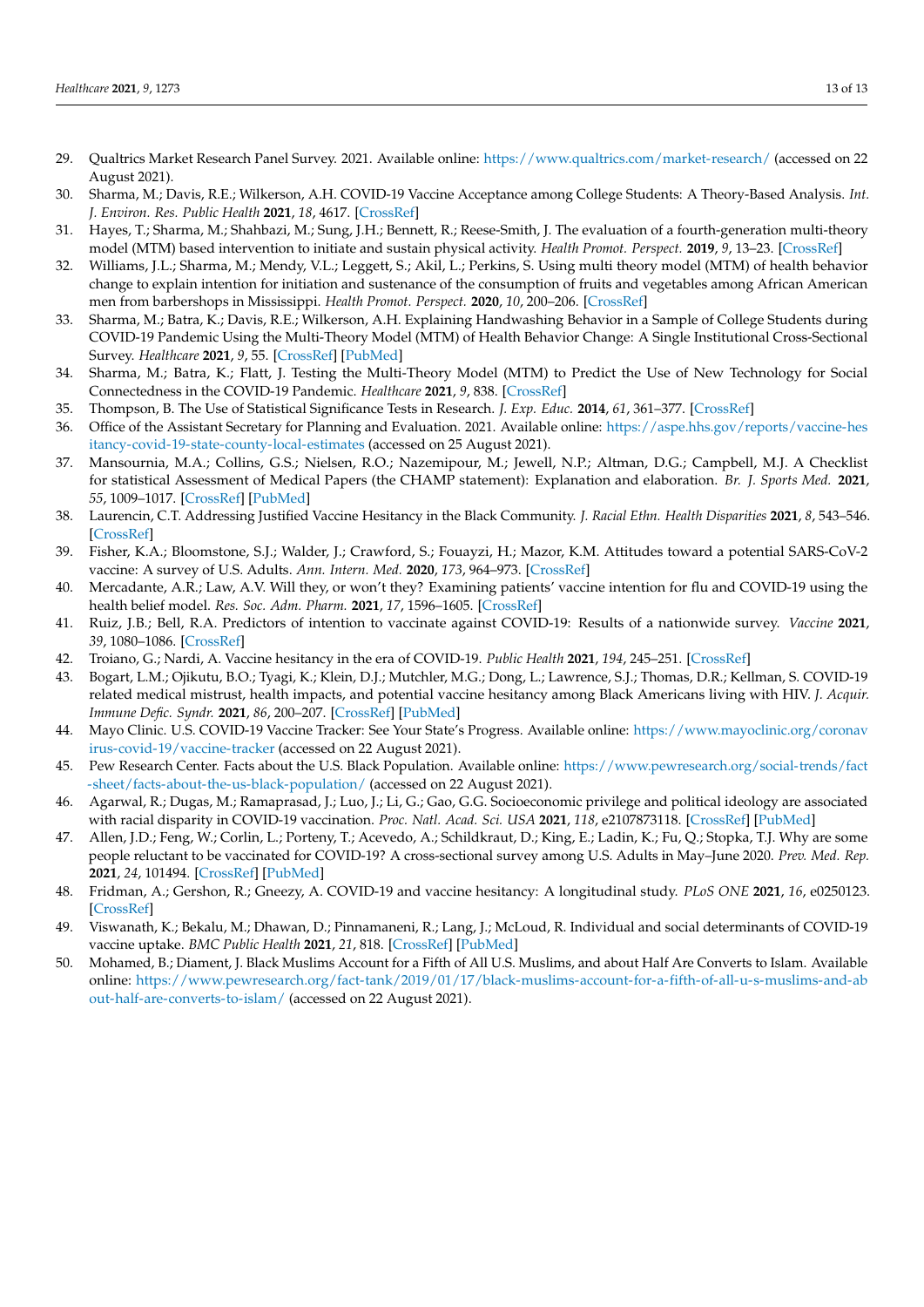29. Qualtrics Market Research Panel Survey. 2021. Available online: https://www.qualtrics.com/market-research/ (accessed on 22 August 2021).
30. Sharma, M.; Davis, R.E.; Wilkerson, A.H. COVID-19 Vaccine Acceptance among College Students: A Theory-Based Analysis. *Int. J. Environ. Res. Public Health* **2021**, *18*, 4617. [CrossRef]
31. Hayes, T.; Sharma, M.; Shahbazi, M.; Sung, J.H.; Bennett, R.; Reese-Smith, J. The evaluation of a fourth-generation multi-theory model (MTM) based intervention to initiate and sustain physical activity. *Health Promot. Perspect.* **2019**, *9*, 13–23. [CrossRef]
32. Williams, J.L.; Sharma, M.; Mendy, V.L.; Leggett, S.; Akil, L.; Perkins, S. Using multi theory model (MTM) of health behavior change to explain intention for initiation and sustenance of the consumption of fruits and vegetables among African American men from barbershops in Mississippi. *Health Promot. Perspect.* **2020**, *10*, 200–206. [CrossRef]
33. Sharma, M.; Batra, K.; Davis, R.E.; Wilkerson, A.H. Explaining Handwashing Behavior in a Sample of College Students during COVID-19 Pandemic Using the Multi-Theory Model (MTM) of Health Behavior Change: A Single Institutional Cross-Sectional Survey. *Healthcare* **2021**, *9*, 55. [CrossRef] [PubMed]
34. Sharma, M.; Batra, K.; Flatt, J. Testing the Multi-Theory Model (MTM) to Predict the Use of New Technology for Social Connectedness in the COVID-19 Pandemic. *Healthcare* **2021**, *9*, 838. [CrossRef]
35. Thompson, B. The Use of Statistical Significance Tests in Research. *J. Exp. Educ.* **2014**, *61*, 361–377. [CrossRef]
36. Office of the Assistant Secretary for Planning and Evaluation. 2021. Available online: https://aspe.hhs.gov/reports/vaccine-hesitancy-covid-19-state-county-local-estimates (accessed on 25 August 2021).
37. Mansournia, M.A.; Collins, G.S.; Nielsen, R.O.; Nazemipour, M.; Jewell, N.P.; Altman, D.G.; Campbell, M.J. A Checklist for statistical Assessment of Medical Papers (the CHAMP statement): Explanation and elaboration. *Br. J. Sports Med.* **2021**, *55*, 1009–1017. [CrossRef] [PubMed]
38. Laurencin, C.T. Addressing Justified Vaccine Hesitancy in the Black Community. *J. Racial Ethn. Health Disparities* **2021**, *8*, 543–546. [CrossRef]
39. Fisher, K.A.; Bloomstone, S.J.; Walder, J.; Crawford, S.; Fouayzi, H.; Mazor, K.M. Attitudes toward a potential SARS-CoV-2 vaccine: A survey of U.S. Adults. *Ann. Intern. Med.* **2020**, *173*, 964–973. [CrossRef]
40. Mercadante, A.R.; Law, A.V. Will they, or won't they? Examining patients' vaccine intention for flu and COVID-19 using the health belief model. *Res. Soc. Adm. Pharm.* **2021**, *17*, 1596–1605. [CrossRef]
41. Ruiz, J.B.; Bell, R.A. Predictors of intention to vaccinate against COVID-19: Results of a nationwide survey. *Vaccine* **2021**, *39*, 1080–1086. [CrossRef]
42. Troiano, G.; Nardi, A. Vaccine hesitancy in the era of COVID-19. *Public Health* **2021**, *194*, 245–251. [CrossRef]
43. Bogart, L.M.; Ojikutu, B.O.; Tyagi, K.; Klein, D.J.; Mutchler, M.G.; Dong, L.; Lawrence, S.J.; Thomas, D.R.; Kellman, S. COVID-19 related medical mistrust, health impacts, and potential vaccine hesitancy among Black Americans living with HIV. *J. Acquir. Immune Defic. Syndr.* **2021**, *86*, 200–207. [CrossRef] [PubMed]
44. Mayo Clinic. U.S. COVID-19 Vaccine Tracker: See Your State's Progress. Available online: https://www.mayoclinic.org/coronavirus-covid-19/vaccine-tracker (accessed on 22 August 2021).
45. Pew Research Center. Facts about the U.S. Black Population. Available online: https://www.pewresearch.org/social-trends/fact-sheet/facts-about-the-us-black-population/ (accessed on 22 August 2021).
46. Agarwal, R.; Dugas, M.; Ramaprasad, J.; Luo, J.; Li, G.; Gao, G.G. Socioeconomic privilege and political ideology are associated with racial disparity in COVID-19 vaccination. *Proc. Natl. Acad. Sci. USA* **2021**, *118*, e2107873118. [CrossRef] [PubMed]
47. Allen, J.D.; Feng, W.; Corlin, L.; Porteny, T.; Acevedo, A.; Schildkraut, D.; King, E.; Ladin, K.; Fu, Q.; Stopka, T.J. Why are some people reluctant to be vaccinated for COVID-19? A cross-sectional survey among U.S. Adults in May–June 2020. *Prev. Med. Rep.* **2021**, *24*, 101494. [CrossRef] [PubMed]
48. Fridman, A.; Gershon, R.; Gneezy, A. COVID-19 and vaccine hesitancy: A longitudinal study. *PLoS ONE* **2021**, *16*, e0250123. [CrossRef]
49. Viswanath, K.; Bekalu, M.; Dhawan, D.; Pinnamaneni, R.; Lang, J.; McLoud, R. Individual and social determinants of COVID-19 vaccine uptake. *BMC Public Health* **2021**, *21*, 818. [CrossRef] [PubMed]
50. Mohamed, B.; Diament, J. Black Muslims Account for a Fifth of All U.S. Muslims, and about Half Are Converts to Islam. Available online: https://www.pewresearch.org/fact-tank/2019/01/17/black-muslims-account-for-a-fifth-of-all-u-s-muslims-and-about-half-are-converts-to-islam/ (accessed on 22 August 2021).